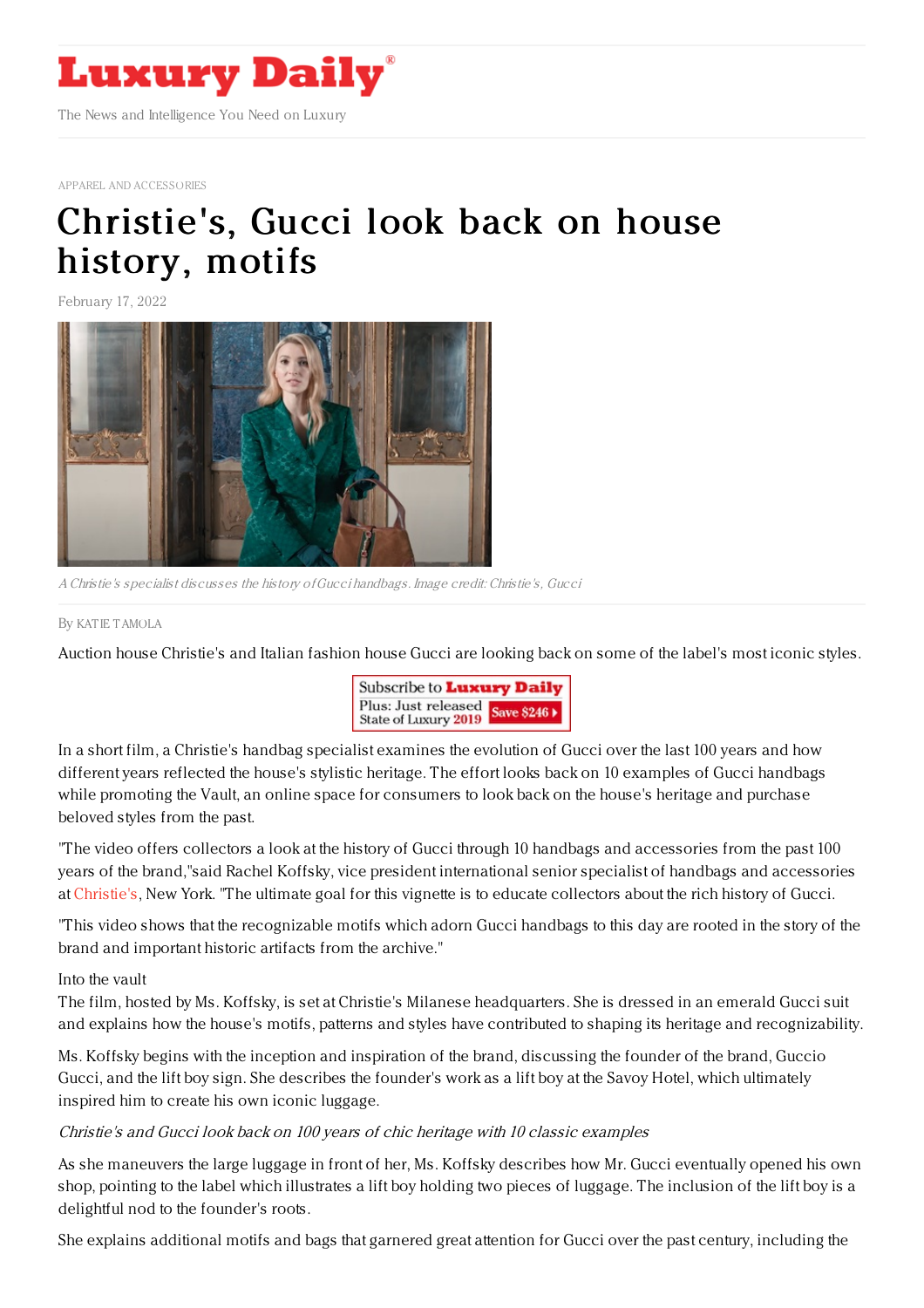APPAREL AND ACCESSORIES

# Christie's, Gucci look back on house history, motifs

February 17, 2022

*A Christie's specialist discusses the history of Gucci handbags. Image credit: Christie's, Gucci*

By KATIE TAMOLA

Auction house Christie's and Italian fashion house Gucci are looking back on some of the label's most iconic styles.

In a short film, a Christie's handbag specialist examines the evolution of Gucci over the last 100 years and how different years reflected the house's stylistic heritage. The effort looks back on 10 examples of Gucci handbags while promoting the Vault, an online space for consumers to look back on the house's heritage and purchase beloved styles from the past.

"The video offers collectors a look at the history of Gucci through 10 handbags and accessories from the past 100 years of the brand,"said Rachel Koffsky, vice president international senior specialist of handbags and accessories at Christie's, New York. "The ultimate goal for this vignette is to educate collectors about the rich history of Gucci.

"This video shows that the recognizable motifs which adorn Gucci handbags to this day are rooted in the story of the brand and important historic artifacts from the archive."

Into the vault

The film, hosted by Ms. Koffsky, is set at Christie's Milanese headquarters. She is dressed in an emerald Gucci suit and explains how the house's motifs, patterns and styles have contributed to shaping its heritage and recognizability.

Ms. Koffsky begins with the inception and inspiration of the brand, discussing the founder of the brand, Guccio Gucci, and the lift boy sign. She describes the founder's work as a lift boy at the Savoy Hotel, which ultimately inspired him to create his own iconic luggage.

*Christie's and Gucci look back on 100 years of chic heritage with 10 classic examples*

As she maneuvers the large luggage in front of her, Ms. Koffsky describes how Mr. Gucci eventually opened his own shop, pointing to the label which illustrates a lift boy holding two pieces of luggage. The inclusion of the lift boy is a delightful nod to the founder's roots.

She explains additional motifs and bags that garnered great attention for Gucci over the past century, including the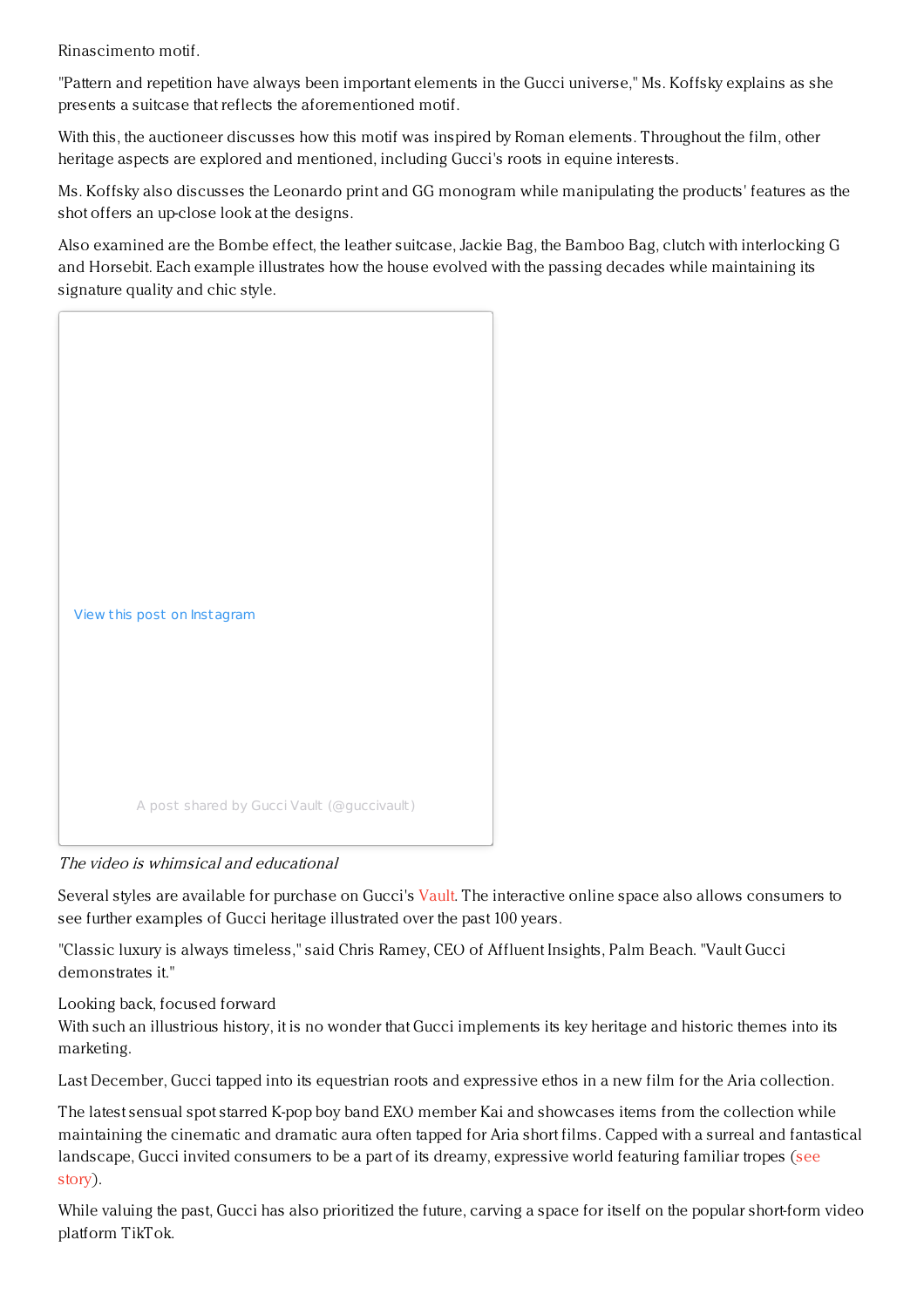Rinascimento motif.

"Pattern and repetition have always been important elements in the Gucci universe," Ms. Koffsky explains as she presents a suitcase that reflects the aforementioned motif.

With this, the auctioneer discusses how this motif was inspired by Roman elements. Throughout the film, other heritage aspects are explored and mentioned, including Gucci's roots in equine interests.

Ms. Koffsky also discusses the Leonardo print and GG monogram while manipulating the products' features as the shot offers an up-close look at the designs.

Also examined are the Bombe effect, the leather suitcase, Jackie Bag, the Bamboo Bag, clutch with interlocking G and Horsebit. Each example illustrates how the house evolved with the passing decades while maintaining its signature quality and chic style.

View this post on Instagram

A post shared by Gucci Vault (@guccivault)

*The video is whimsical and educational*

Several styles are available for purchase on Gucci's Vault. The interactive online space also allows consumers to see further examples of Gucci heritage illustrated over the past 100 years.

"Classic luxury is always timeless," said Chris Ramey, CEO of Affluent Insights, Palm Beach. "Vault Gucci demonstrates it."

Looking back, focused forward

With such an illustrious history, it is no wonder that Gucci implements its key heritage and historic themes into its marketing.

Last December, Gucci tapped into its equestrian roots and expressive ethos in a new film for the Aria collection.

The latest sensual spot starred K-pop boy band EXO member Kai and showcases items from the collection while maintaining the cinematic and dramatic aura often tapped for Aria short films. Capped with a surreal and fantastical landscape, Gucci invited consumers to be a part of its dreamy, expressive world featuring familiar tropes (see story).

While valuing the past, Gucci has also prioritized the future, carving a space for itself on the popular short-form video platform TikTok.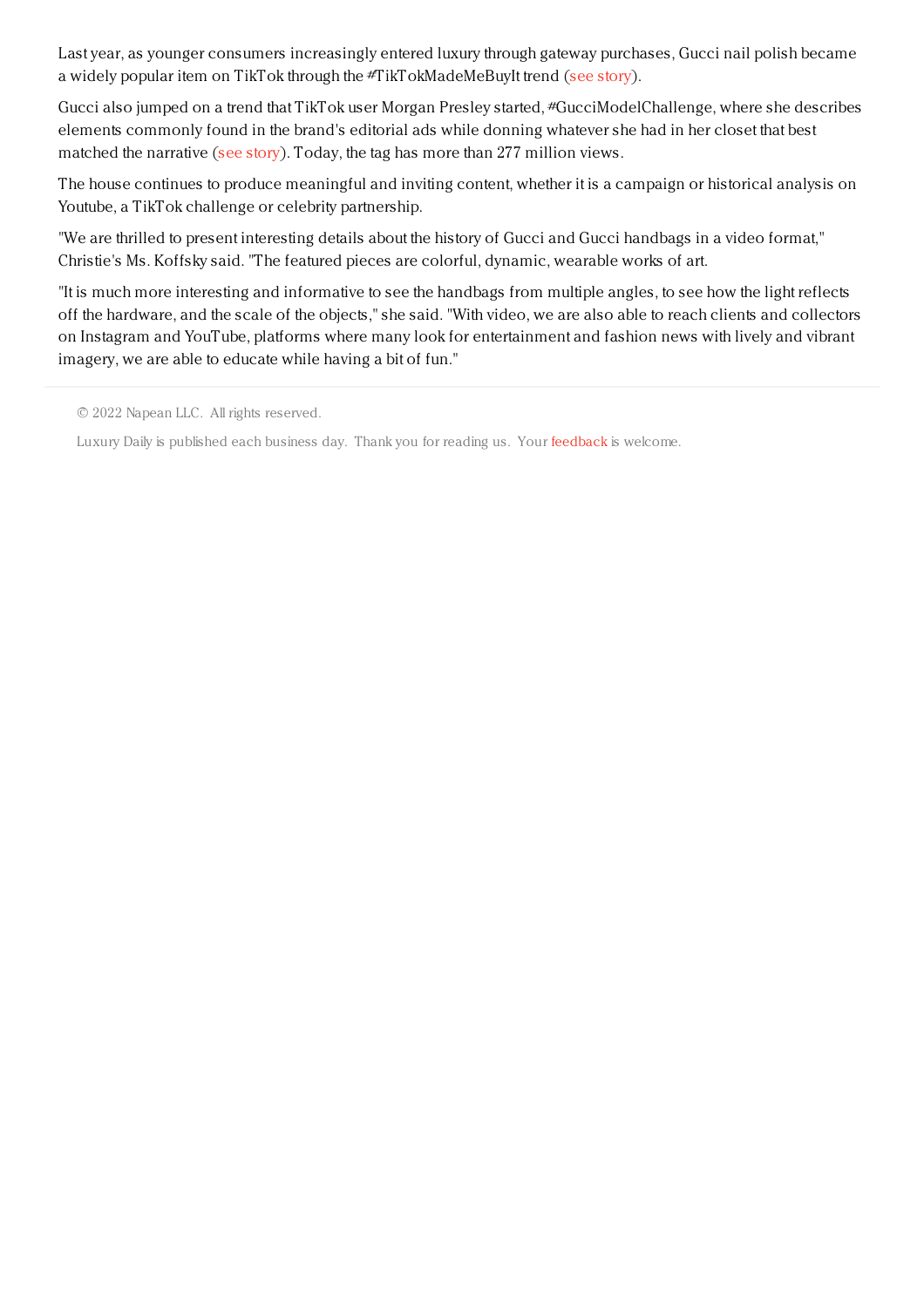Last year, as younger consumers increasingly entered luxury through gateway purchases, Gucci nail polish became a widely popular item on TikTok through the #TikTokMadeMeBuyIt trend (see story).

Gucci also jumped on a trend that TikTok user Morgan Presley started, #GucciModelChallenge, where she describes elements commonly found in the brand's editorial ads while donning whatever she had in her closet that best matched the narrative (see story). Today, the tag has more than 277 million views.

The house continues to produce meaningful and inviting content, whether it is a campaign or historical analysis on Youtube, a TikTok challenge or celebrity partnership.

"We are thrilled to present interesting details about the history of Gucci and Gucci handbags in a video format," Christie's Ms. Koffsky said. "The featured pieces are colorful, dynamic, wearable works of art.

"It is much more interesting and informative to see the handbags from multiple angles, to see how the light reflects off the hardware, and the scale of the objects," she said. "With video, we are also able to reach clients and collectors on Instagram and YouTube, platforms where many look for entertainment and fashion news with lively and vibrant imagery, we are able to educate while having a bit of fun."

© 2022 Napean LLC. All rights reserved.

Luxury Daily is published each business day. Thank you for reading us. Your feedback is welcome.